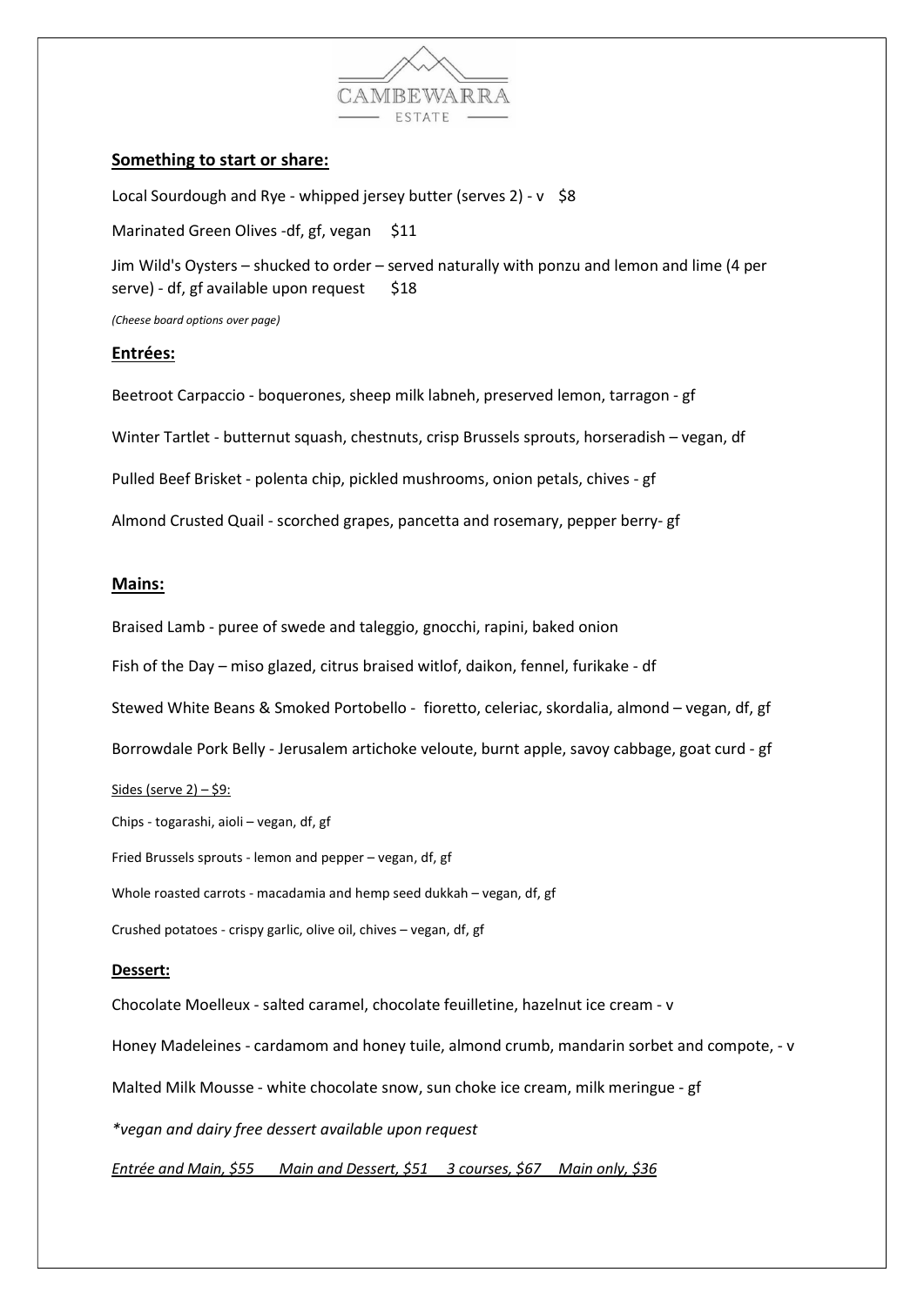CAMBEWARRA

ESTATE

## Something to start or share:

Local Sourdough and Rye - whipped jersey butter (serves 2) - v $8

Marinated Green Olives -df, gf, vegan $11

Jim Wild's Oysters – shucked to order – served naturally with ponzu and lemon and lime (4 per serve) - df, gf available upon request $18

*(Cheese board options over page)*

## Entrées:

Beetroot Carpaccio - boquerones, sheep milk labneh, preserved lemon, tarragon - gf

Winter Tartlet - butternut squash, chestnuts, crisp Brussels sprouts, horseradish – vegan, df

Pulled Beef Brisket - polenta chip, pickled mushrooms, onion petals, chives - gf

Almond Crusted Quail - scorched grapes, pancetta and rosemary, pepper berry- gf

## Mains:

Braised Lamb - puree of swede and taleggio, gnocchi, rapini, baked onion

Fish of the Day – miso glazed, citrus braised witlof, daikon, fennel, furikake - df

Stewed White Beans & Smoked Portobello - fioretto, celeriac, skordalia, almond – vegan, df, gf

Borrowdale Pork Belly - Jerusalem artichoke veloute, burnt apple, savoy cabbage, goat curd - gf

Sides (serve 2) – $9:

Chips - togarashi, aioli – vegan, df, gf

Fried Brussels sprouts - lemon and pepper – vegan, df, gf

Whole roasted carrots - macadamia and hemp seed dukkah – vegan, df, gf

Crushed potatoes - crispy garlic, olive oil, chives – vegan, df, gf

## Dessert:

Chocolate Moelleux - salted caramel, chocolate feuilletine, hazelnut ice cream - v

Honey Madeleines - cardamom and honey tuile, almond crumb, mandarin sorbet and compote, - v

Malted Milk Mousse - white chocolate snow, sun choke ice cream, milk meringue - gf

*\*vegan and dairy free dessert available upon request*

*Entrée and Main, $55 Main and Dessert, $51 3 courses, $67 Main only, $36*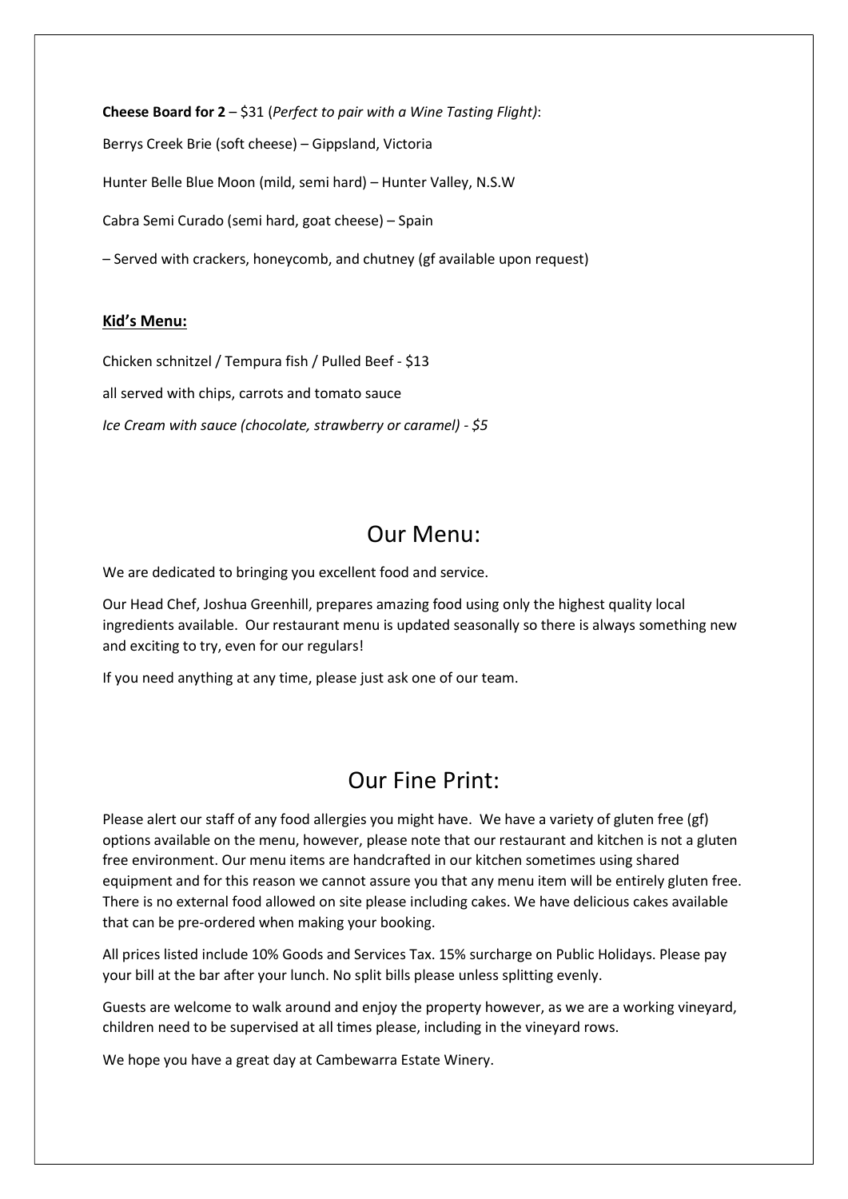**Cheese Board for 2** – $31 (*Perfect to pair with a Wine Tasting Flight)*:

Berrys Creek Brie (soft cheese) – Gippsland, Victoria

Hunter Belle Blue Moon (mild, semi hard) – Hunter Valley, N.S.W

Cabra Semi Curado (semi hard, goat cheese) – Spain

– Served with crackers, honeycomb, and chutney (gf available upon request)

**Kid's Menu:**

Chicken schnitzel / Tempura fish / Pulled Beef - $13

all served with chips, carrots and tomato sauce

*Ice Cream with sauce (chocolate, strawberry or caramel) - $5*

# Our Menu:

We are dedicated to bringing you excellent food and service.

Our Head Chef, Joshua Greenhill, prepares amazing food using only the highest quality local ingredients available. Our restaurant menu is updated seasonally so there is always something new and exciting to try, even for our regulars!

If you need anything at any time, please just ask one of our team.

# Our Fine Print:

Please alert our staff of any food allergies you might have. We have a variety of gluten free (gf) options available on the menu, however, please note that our restaurant and kitchen is not a gluten free environment. Our menu items are handcrafted in our kitchen sometimes using shared equipment and for this reason we cannot assure you that any menu item will be entirely gluten free. There is no external food allowed on site please including cakes. We have delicious cakes available that can be pre-ordered when making your booking.

All prices listed include 10% Goods and Services Tax. 15% surcharge on Public Holidays. Please pay your bill at the bar after your lunch. No split bills please unless splitting evenly.

Guests are welcome to walk around and enjoy the property however, as we are a working vineyard, children need to be supervised at all times please, including in the vineyard rows.

We hope you have a great day at Cambewarra Estate Winery.